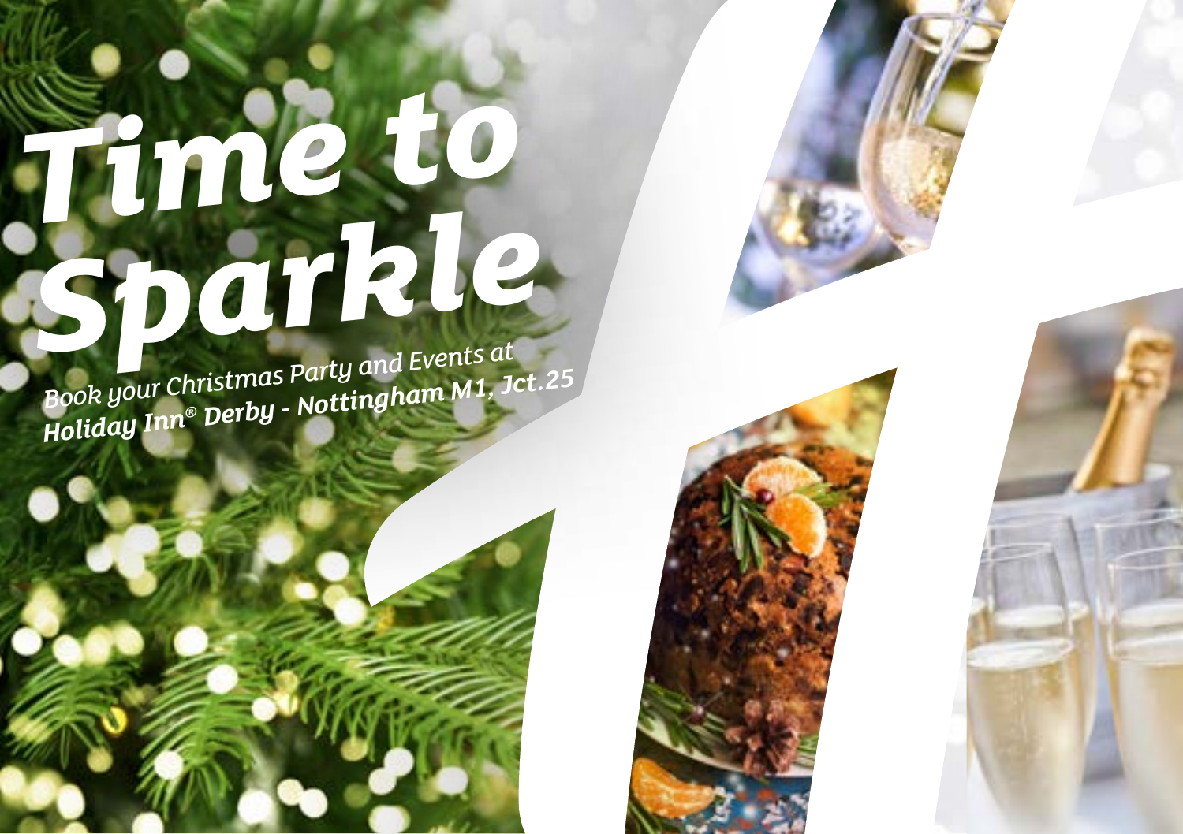# Time to Sparkle

*Book your Christmas Party and Events at*
***Holiday Inn® Derby - Nottingham M1, Jct.25***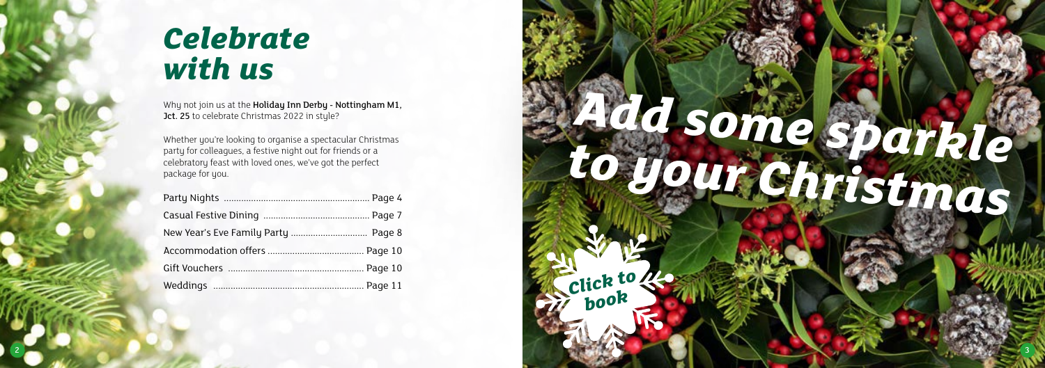# Celebrate with us

Why not join us at the **Holiday Inn Derby - Nottingham M1, Jct. 25** to celebrate Christmas 2022 in style?

Whether you're looking to organise a spectacular Christmas party for colleagues, a festive night out for friends or a celebratory feast with loved ones, we've got the perfect package for you.

| | |
|---|---|
| Party Nights | Page 4 |
| Casual Festive Dining | Page 7 |
| New Year's Eve Family Party | Page 8 |
| Accommodation offers | Page 10 |
| Gift Vouchers | Page 10 |
| Weddings | Page 11 |

# Add some sparkle to your Christmas

Click to book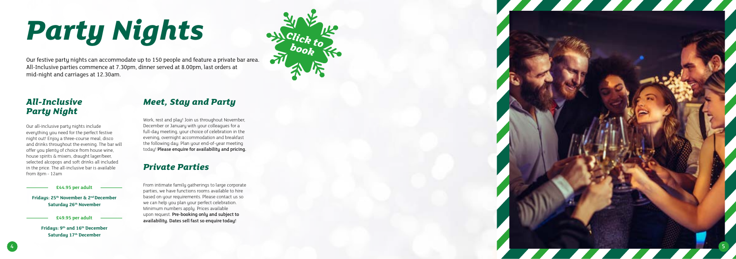# Party Nights

Our festive party nights can accommodate up to 150 people and feature a private bar area. All-Inclusive parties commence at 7.30pm, dinner served at 8.00pm, last orders at mid-night and carriages at 12.30am.

Click to book

## All-Inclusive Party Night

Our all-inclusive party nights include everything you need for the perfect festive night out! Enjoy a three-course meal, disco and drinks throughout the evening. The bar will offer you plenty of choice from house wine, house spirits & mixers, draught lager/beer, selected alcopops and soft drinks all included in the price. The all-inclusive bar is available from 8pm - 12am

**£44.95 per adult**

**Fridays: 25th November & 2nd December**
**Saturday 26th November**

**£49.95 per adult**

**Fridays: 9th and 16th December**
**Saturday 17th December**

## Meet, Stay and Party

Work, rest and play! Join us throughout November, December or January with your colleagues for a full-day meeting, your choice of celebration in the evening, overnight accommodation and breakfast the following day. Plan your end-of-year meeting today! **Please enquire for availability and pricing.**

## Private Parties

From intimate family gatherings to large corporate parties, we have functions rooms available to hire based on your requirements. Please contact us so we can help you plan your perfect celebration. Minimum numbers apply. Prices available upon request. **Pre-booking only and subject to availability. Dates sell fast so enquire today!**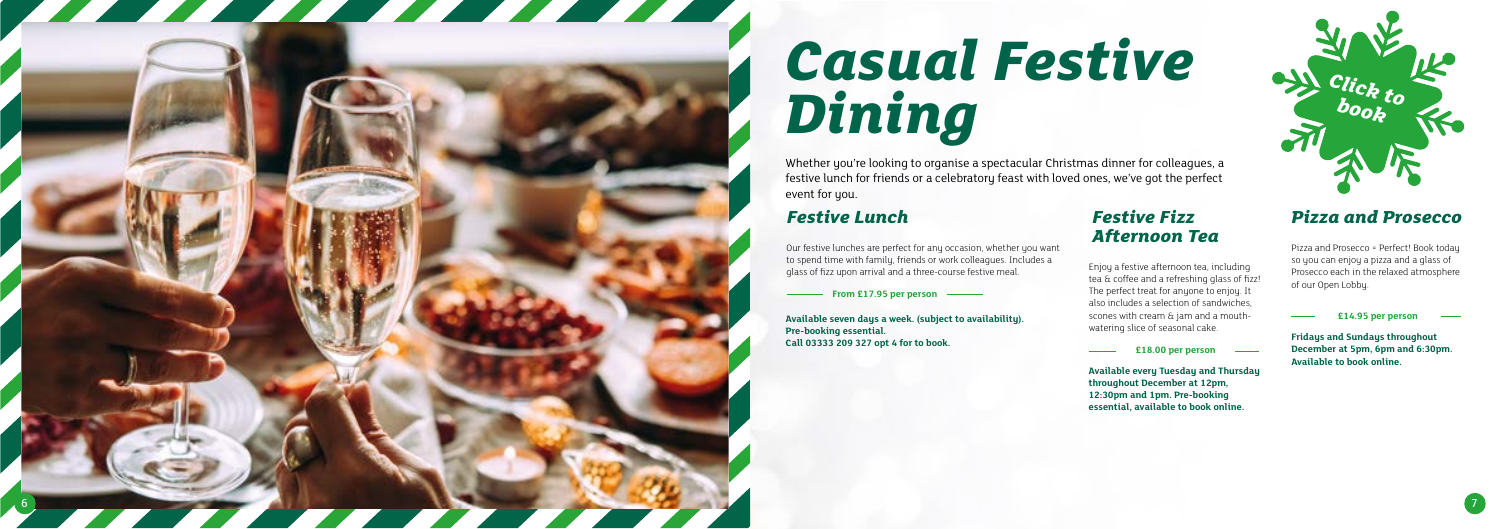# Casual Festive Dining

Click to book

Whether you're looking to organise a spectacular Christmas dinner for colleagues, a festive lunch for friends or a celebratory feast with loved ones, we've got the perfect event for you.

## Festive Lunch

Our festive lunches are perfect for any occasion, whether you want to spend time with family, friends or work colleagues. Includes a glass of fizz upon arrival and a three-course festive meal.

**From £17.95 per person**

**Available seven days a week. (subject to availability). Pre-booking essential. Call 03333 209 327 opt 4 for to book.**

## Festive Fizz Afternoon Tea

Enjoy a festive afternoon tea, including tea & coffee and a refreshing glass of fizz! The perfect treat for anyone to enjoy. It also includes a selection of sandwiches, scones with cream & jam and a mouth-watering slice of seasonal cake.

**£18.00 per person**

**Available every Tuesday and Thursday throughout December at 12pm, 12:30pm and 1pm. Pre-booking essential, available to book online.**

## Pizza and Prosecco

Pizza and Prosecco = Perfect! Book today so you can enjoy a pizza and a glass of Prosecco each in the relaxed atmosphere of our Open Lobby.

**£14.95 per person**

**Fridays and Sundays throughout December at 5pm, 6pm and 6:30pm. Available to book online.**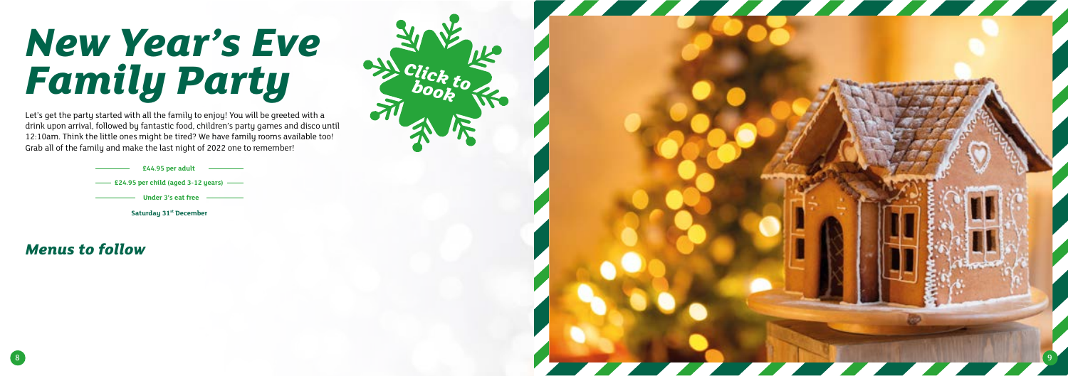# New Year's Eve Family Party

Click to book

Let's get the party started with all the family to enjoy! You will be greeted with a drink upon arrival, followed by fantastic food, children's party games and disco until 12:10am. Think the little ones might be tired? We have family rooms available too! Grab all of the family and make the last night of 2022 one to remember!

**£44.95 per adult**

**£24.95 per child (aged 3-12 years)**

**Under 3's eat free**

**Saturday 31st December**

## *Menus to follow*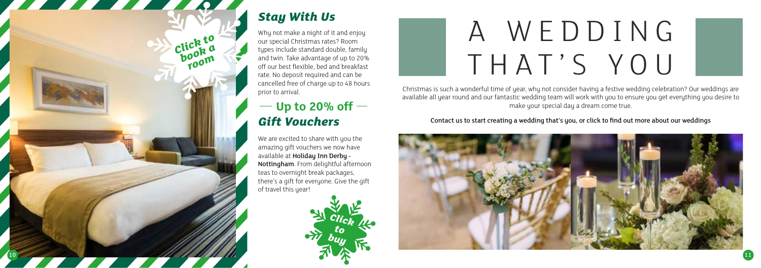## *Stay With Us*

Why not make a night of it and enjoy our special Christmas rates? Room types include standard double, family and twin. Take advantage of up to 20% off our best flexible, bed and breakfast rate. No deposit required and can be cancelled free of charge up to 48 hours prior to arrival.

Click to book a room

## — Up to 20% off —

## *Gift Vouchers*

We are excited to share with you the amazing gift vouchers we now have available at **Holiday Inn Derby - Nottingham**. From delightful afternoon teas to overnight break packages, there's a gift for everyone. Give the gift of travel this year!

Click to buy

# A WEDDING THAT'S YOU

Christmas is such a wonderful time of year, why not consider having a festive wedding celebration? Our weddings are available all year round and our fantastic wedding team will work with you to ensure you get everything you desire to make your special day a dream come true.

Contact us to start creating a wedding that's you, or click to find out more about our weddings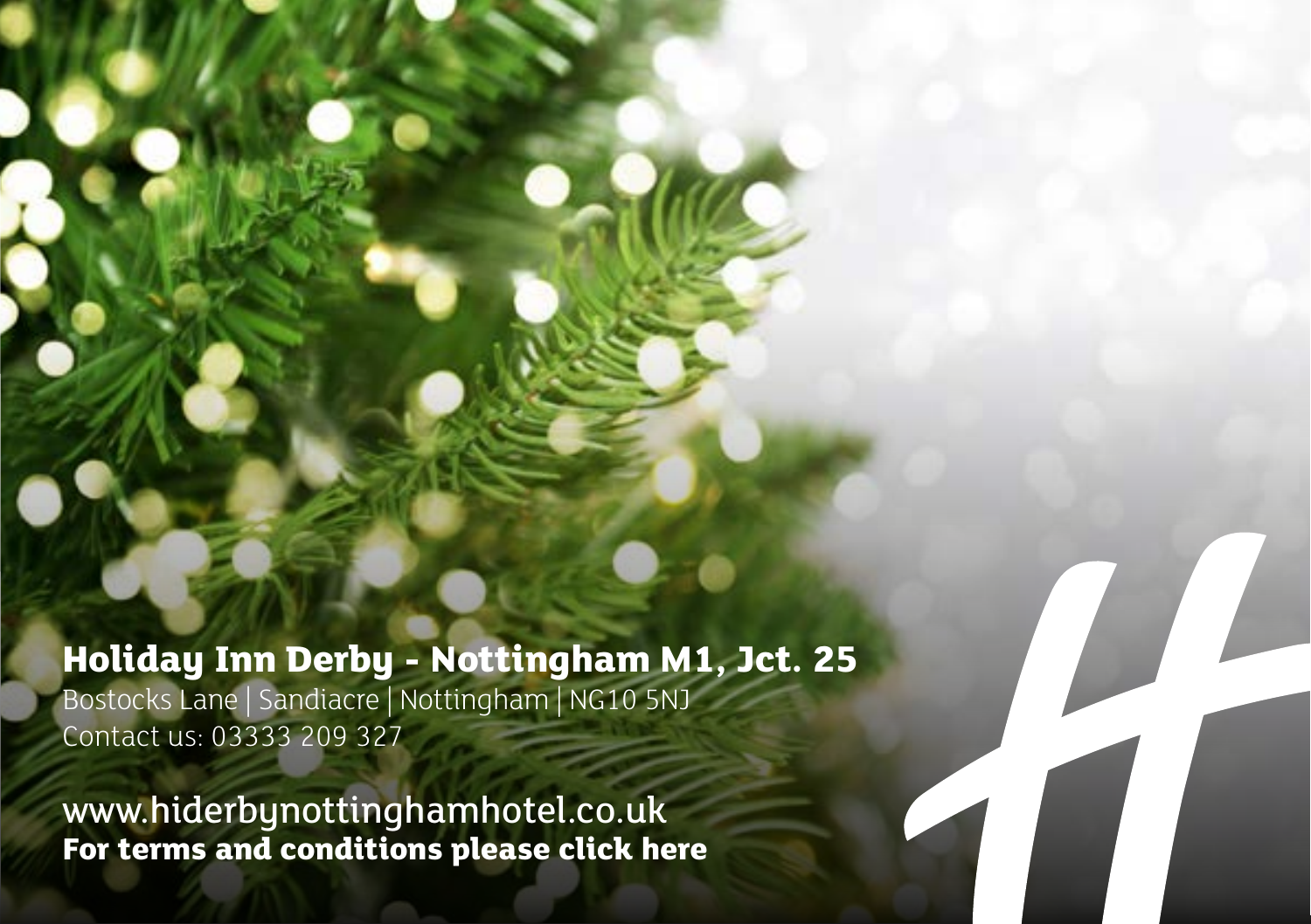**Holiday Inn Derby - Nottingham M1, Jct. 25**

Bostocks Lane | Sandiacre | Nottingham | NG10 5NJ

Contact us: 03333 209 327

www.hiderbynottinghamhotel.co.uk

**For terms and conditions please click here**